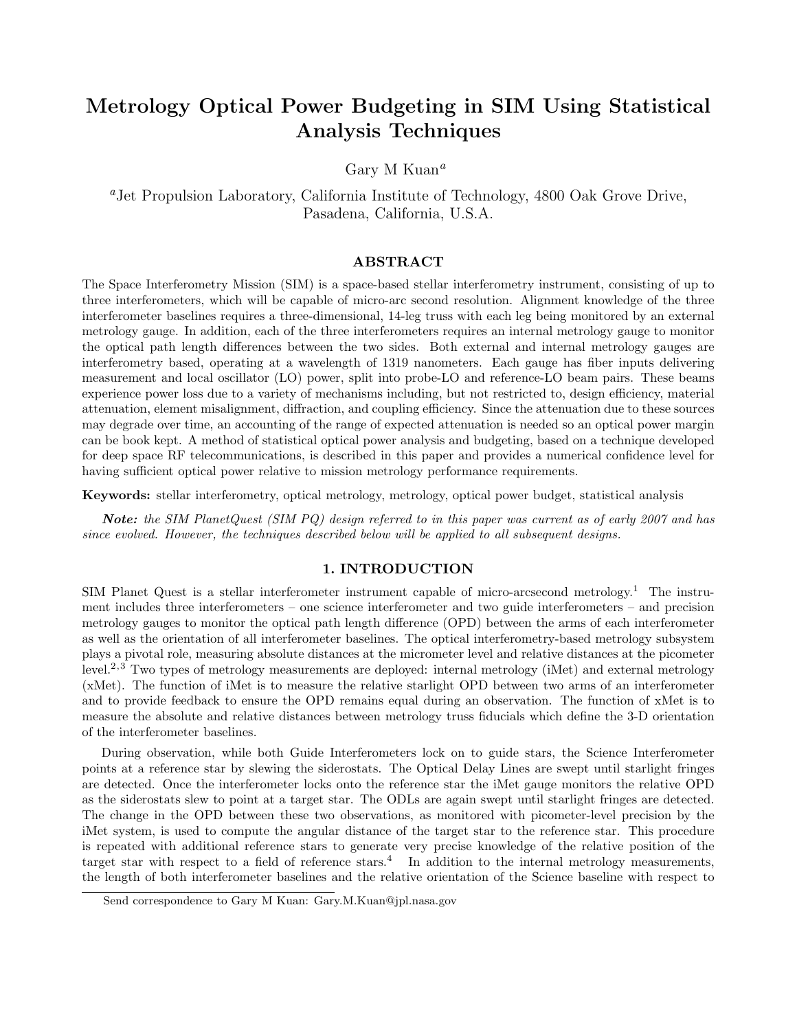# Metrology Optical Power Budgeting in SIM Using Statistical Analysis Techniques

Gary M Kuan[a]

[a]Jet Propulsion Laboratory, California Institute of Technology, 4800 Oak Grove Drive, Pasadena, California, U.S.A.

## ABSTRACT

The Space Interferometry Mission (SIM) is a space-based stellar interferometry instrument, consisting of up to three interferometers, which will be capable of micro-arc second resolution. Alignment knowledge of the three interferometer baselines requires a three-dimensional, 14-leg truss with each leg being monitored by an external metrology gauge. In addition, each of the three interferometers requires an internal metrology gauge to monitor the optical path length differences between the two sides. Both external and internal metrology gauges are interferometry based, operating at a wavelength of 1319 nanometers. Each gauge has fiber inputs delivering measurement and local oscillator (LO) power, split into probe-LO and reference-LO beam pairs. These beams experience power loss due to a variety of mechanisms including, but not restricted to, design efficiency, material attenuation, element misalignment, diffraction, and coupling efficiency. Since the attenuation due to these sources may degrade over time, an accounting of the range of expected attenuation is needed so an optical power margin can be book kept. A method of statistical optical power analysis and budgeting, based on a technique developed for deep space RF telecommunications, is described in this paper and provides a numerical confidence level for having sufficient optical power relative to mission metrology performance requirements.

**Keywords:** stellar interferometry, optical metrology, metrology, optical power budget, statistical analysis

***Note:*** *the SIM PlanetQuest (SIM PQ) design referred to in this paper was current as of early 2007 and has since evolved. However, the techniques described below will be applied to all subsequent designs.*

## 1. INTRODUCTION

SIM Planet Quest is a stellar interferometer instrument capable of micro-arcsecond metrology.[1] The instrument includes three interferometers – one science interferometer and two guide interferometers – and precision metrology gauges to monitor the optical path length difference (OPD) between the arms of each interferometer as well as the orientation of all interferometer baselines. The optical interferometry-based metrology subsystem plays a pivotal role, measuring absolute distances at the micrometer level and relative distances at the picometer level.[2,3] Two types of metrology measurements are deployed: internal metrology (iMet) and external metrology (xMet). The function of iMet is to measure the relative starlight OPD between two arms of an interferometer and to provide feedback to ensure the OPD remains equal during an observation. The function of xMet is to measure the absolute and relative distances between metrology truss fiducials which define the 3-D orientation of the interferometer baselines.

During observation, while both Guide Interferometers lock on to guide stars, the Science Interferometer points at a reference star by slewing the siderostats. The Optical Delay Lines are swept until starlight fringes are detected. Once the interferometer locks onto the reference star the iMet gauge monitors the relative OPD as the siderostats slew to point at a target star. The ODLs are again swept until starlight fringes are detected. The change in the OPD between these two observations, as monitored with picometer-level precision by the iMet system, is used to compute the angular distance of the target star to the reference star. This procedure is repeated with additional reference stars to generate very precise knowledge of the relative position of the target star with respect to a field of reference stars.[4] In addition to the internal metrology measurements, the length of both interferometer baselines and the relative orientation of the Science baseline with respect to

Send correspondence to Gary M Kuan: Gary.M.Kuan@jpl.nasa.gov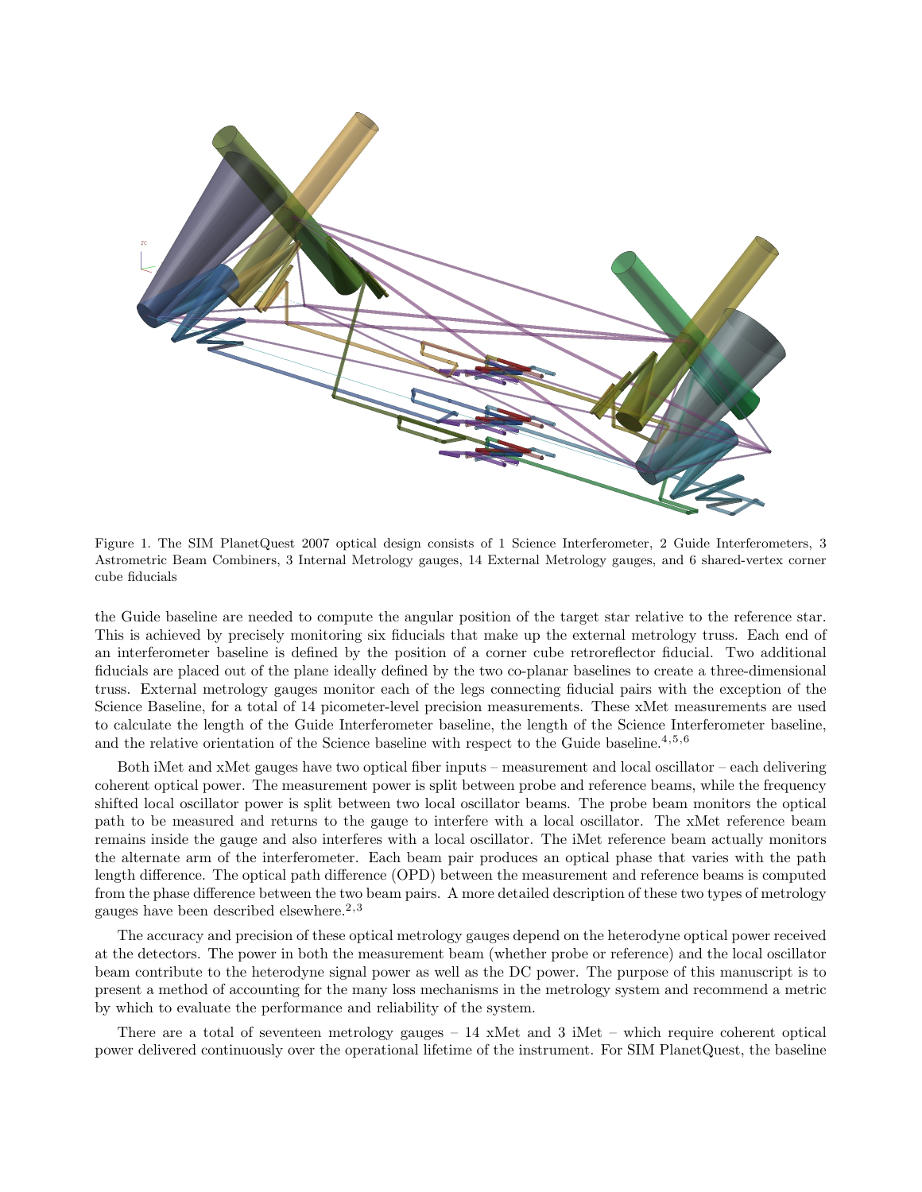Figure 1. The SIM PlanetQuest 2007 optical design consists of 1 Science Interferometer, 2 Guide Interferometers, 3 Astrometric Beam Combiners, 3 Internal Metrology gauges, 14 External Metrology gauges, and 6 shared-vertex corner cube fiducials

the Guide baseline are needed to compute the angular position of the target star relative to the reference star. This is achieved by precisely monitoring six fiducials that make up the external metrology truss. Each end of an interferometer baseline is defined by the position of a corner cube retroreflector fiducial. Two additional fiducials are placed out of the plane ideally defined by the two co-planar baselines to create a three-dimensional truss. External metrology gauges monitor each of the legs connecting fiducial pairs with the exception of the Science Baseline, for a total of 14 picometer-level precision measurements. These xMet measurements are used to calculate the length of the Guide Interferometer baseline, the length of the Science Interferometer baseline, and the relative orientation of the Science baseline with respect to the Guide baseline.[4,5,6]

Both iMet and xMet gauges have two optical fiber inputs – measurement and local oscillator – each delivering coherent optical power. The measurement power is split between probe and reference beams, while the frequency shifted local oscillator power is split between two local oscillator beams. The probe beam monitors the optical path to be measured and returns to the gauge to interfere with a local oscillator. The xMet reference beam remains inside the gauge and also interferes with a local oscillator. The iMet reference beam actually monitors the alternate arm of the interferometer. Each beam pair produces an optical phase that varies with the path length difference. The optical path difference (OPD) between the measurement and reference beams is computed from the phase difference between the two beam pairs. A more detailed description of these two types of metrology gauges have been described elsewhere.[2,3]

The accuracy and precision of these optical metrology gauges depend on the heterodyne optical power received at the detectors. The power in both the measurement beam (whether probe or reference) and the local oscillator beam contribute to the heterodyne signal power as well as the DC power. The purpose of this manuscript is to present a method of accounting for the many loss mechanisms in the metrology system and recommend a metric by which to evaluate the performance and reliability of the system.

There are a total of seventeen metrology gauges – 14 xMet and 3 iMet – which require coherent optical power delivered continuously over the operational lifetime of the instrument. For SIM PlanetQuest, the baseline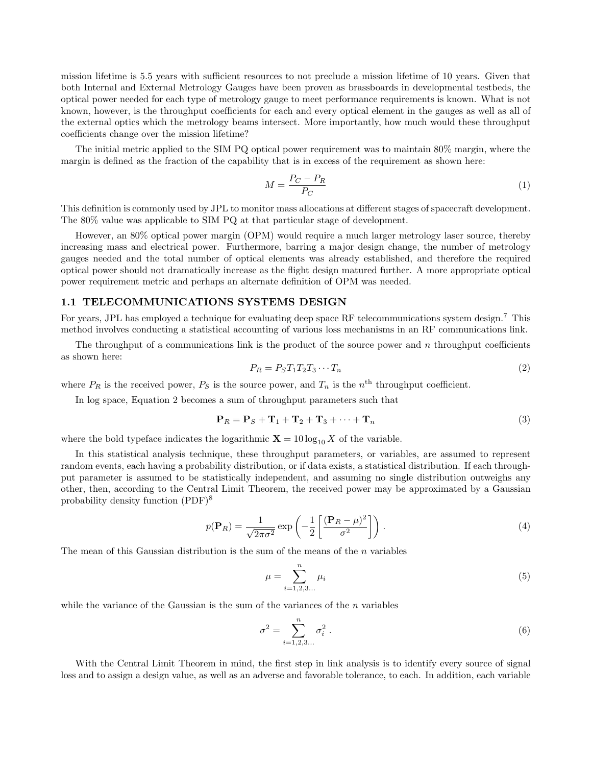mission lifetime is 5.5 years with sufficient resources to not preclude a mission lifetime of 10 years. Given that both Internal and External Metrology Gauges have been proven as brassboards in developmental testbeds, the optical power needed for each type of metrology gauge to meet performance requirements is known. What is not known, however, is the throughput coefficients for each and every optical element in the gauges as well as all of the external optics which the metrology beams intersect. More importantly, how much would these throughput coefficients change over the mission lifetime?

The initial metric applied to the SIM PQ optical power requirement was to maintain 80% margin, where the margin is defined as the fraction of the capability that is in excess of the requirement as shown here:

$$M = \frac{P_C - P_R}{P_C} \tag{1}$$

This definition is commonly used by JPL to monitor mass allocations at different stages of spacecraft development. The 80% value was applicable to SIM PQ at that particular stage of development.

However, an 80% optical power margin (OPM) would require a much larger metrology laser source, thereby increasing mass and electrical power. Furthermore, barring a major design change, the number of metrology gauges needed and the total number of optical elements was already established, and therefore the required optical power should not dramatically increase as the flight design matured further. A more appropriate optical power requirement metric and perhaps an alternate definition of OPM was needed.

### 1.1 TELECOMMUNICATIONS SYSTEMS DESIGN

For years, JPL has employed a technique for evaluating deep space RF telecommunications system design.[7] This method involves conducting a statistical accounting of various loss mechanisms in an RF communications link.

The throughput of a communications link is the product of the source power and $n$ throughput coefficients as shown here:

$$P_R = P_S T_1 T_2 T_3 \cdots T_n \tag{2}$$

where $P_R$ is the received power, $P_S$ is the source power, and $T_n$ is the $n^{\text{th}}$ throughput coefficient.

In log space, Equation 2 becomes a sum of throughput parameters such that

$$\mathbf{P}_R = \mathbf{P}_S + \mathbf{T}_1 + \mathbf{T}_2 + \mathbf{T}_3 + \cdots + \mathbf{T}_n \tag{3}$$

where the bold typeface indicates the logarithmic $\mathbf{X} = 10 \log_{10} X$ of the variable.

In this statistical analysis technique, these throughput parameters, or variables, are assumed to represent random events, each having a probability distribution, or if data exists, a statistical distribution. If each throughput parameter is assumed to be statistically independent, and assuming no single distribution outweighs any other, then, according to the Central Limit Theorem, the received power may be approximated by a Gaussian probability density function (PDF)[8]

$$p(\mathbf{P}_R) = \frac{1}{\sqrt{2\pi\sigma^2}} \exp\left(-\frac{1}{2}\left[\frac{(\mathbf{P}_R - \mu)^2}{\sigma^2}\right]\right). \tag{4}$$

The mean of this Gaussian distribution is the sum of the means of the $n$ variables

$$\mu = \sum_{i=1,2,3\ldots}^{n} \mu_i \tag{5}$$

while the variance of the Gaussian is the sum of the variances of the $n$ variables

$$\sigma^2 = \sum_{i=1,2,3\ldots}^{n} \sigma_i^2 . \tag{6}$$

With the Central Limit Theorem in mind, the first step in link analysis is to identify every source of signal loss and to assign a design value, as well as an adverse and favorable tolerance, to each. In addition, each variable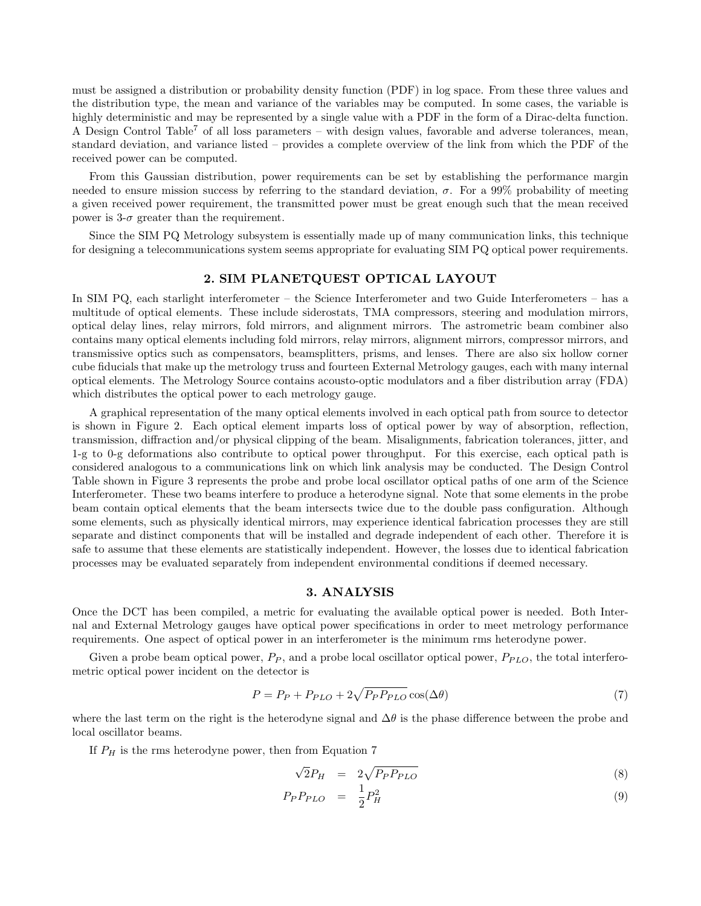must be assigned a distribution or probability density function (PDF) in log space. From these three values and the distribution type, the mean and variance of the variables may be computed. In some cases, the variable is highly deterministic and may be represented by a single value with a PDF in the form of a Dirac-delta function. A Design Control Table[7] of all loss parameters – with design values, favorable and adverse tolerances, mean, standard deviation, and variance listed – provides a complete overview of the link from which the PDF of the received power can be computed.

From this Gaussian distribution, power requirements can be set by establishing the performance margin needed to ensure mission success by referring to the standard deviation, $\sigma$. For a 99% probability of meeting a given received power requirement, the transmitted power must be great enough such that the mean received power is 3-$\sigma$ greater than the requirement.

Since the SIM PQ Metrology subsystem is essentially made up of many communication links, this technique for designing a telecommunications system seems appropriate for evaluating SIM PQ optical power requirements.

## 2. SIM PLANETQUEST OPTICAL LAYOUT

In SIM PQ, each starlight interferometer – the Science Interferometer and two Guide Interferometers – has a multitude of optical elements. These include siderostats, TMA compressors, steering and modulation mirrors, optical delay lines, relay mirrors, fold mirrors, and alignment mirrors. The astrometric beam combiner also contains many optical elements including fold mirrors, relay mirrors, alignment mirrors, compressor mirrors, and transmissive optics such as compensators, beamsplitters, prisms, and lenses. There are also six hollow corner cube fiducials that make up the metrology truss and fourteen External Metrology gauges, each with many internal optical elements. The Metrology Source contains acousto-optic modulators and a fiber distribution array (FDA) which distributes the optical power to each metrology gauge.

A graphical representation of the many optical elements involved in each optical path from source to detector is shown in Figure 2. Each optical element imparts loss of optical power by way of absorption, reflection, transmission, diffraction and/or physical clipping of the beam. Misalignments, fabrication tolerances, jitter, and 1-g to 0-g deformations also contribute to optical power throughput. For this exercise, each optical path is considered analogous to a communications link on which link analysis may be conducted. The Design Control Table shown in Figure 3 represents the probe and probe local oscillator optical paths of one arm of the Science Interferometer. These two beams interfere to produce a heterodyne signal. Note that some elements in the probe beam contain optical elements that the beam intersects twice due to the double pass configuration. Although some elements, such as physically identical mirrors, may experience identical fabrication processes they are still separate and distinct components that will be installed and degrade independent of each other. Therefore it is safe to assume that these elements are statistically independent. However, the losses due to identical fabrication processes may be evaluated separately from independent environmental conditions if deemed necessary.

## 3. ANALYSIS

Once the DCT has been compiled, a metric for evaluating the available optical power is needed. Both Internal and External Metrology gauges have optical power specifications in order to meet metrology performance requirements. One aspect of optical power in an interferometer is the minimum rms heterodyne power.

Given a probe beam optical power, $P_P$, and a probe local oscillator optical power, $P_{PLO}$, the total interferometric optical power incident on the detector is

$$P = P_P + P_{PLO} + 2\sqrt{P_P P_{PLO}}\cos(\Delta\theta) \tag{7}$$

where the last term on the right is the heterodyne signal and $\Delta\theta$ is the phase difference between the probe and local oscillator beams.

If $P_H$ is the rms heterodyne power, then from Equation 7

$$\sqrt{2}P_H = 2\sqrt{P_P P_{PLO}} \tag{8}$$

$$P_P P_{PLO} = \frac{1}{2}P_H^2 \tag{9}$$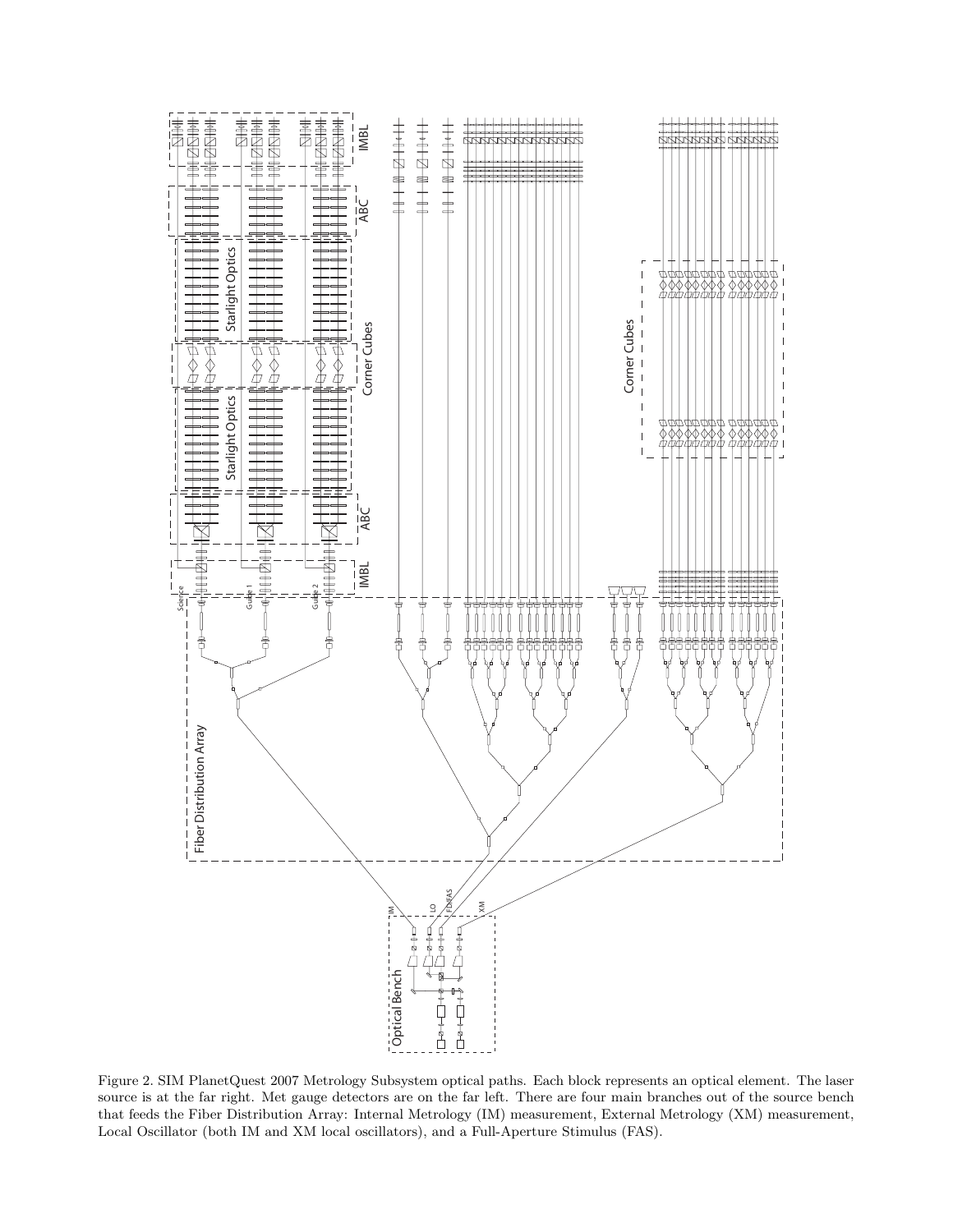Figure 2. SIM PlanetQuest 2007 Metrology Subsystem optical paths. Each block represents an optical element. The laser source is at the far right. Met gauge detectors are on the far left. There are four main branches out of the source bench that feeds the Fiber Distribution Array: Internal Metrology (IM) measurement, External Metrology (XM) measurement, Local Oscillator (both IM and XM local oscillators), and a Full-Aperture Stimulus (FAS).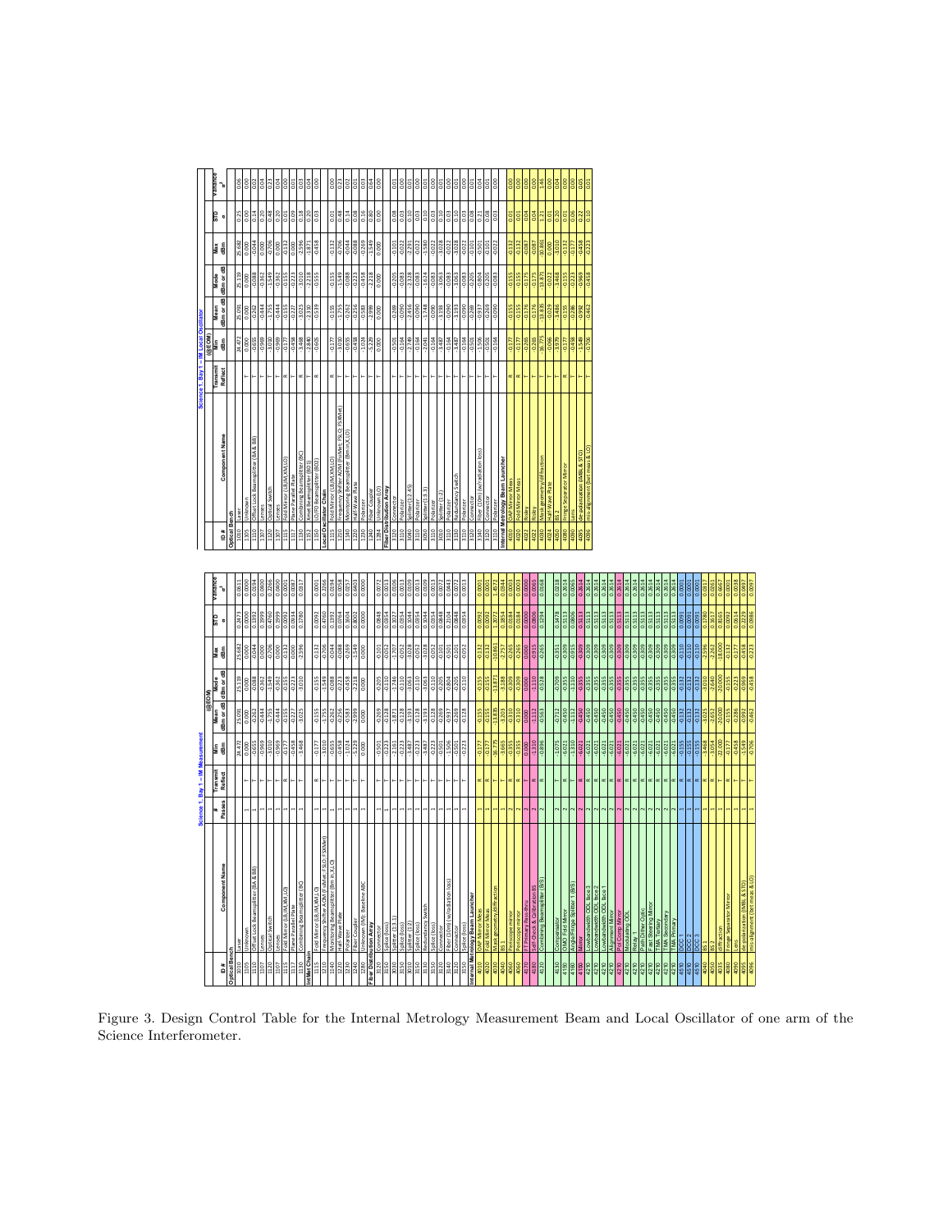**Science 1, Bay 1 -- IM Measurement**

| ID # | Component Name | # Passes | Transmit Reflect | Min dBm | Mean (@EOM) dBm or dB | Mode dBm or dB | Max dBm | STD σ | Variance σ² |
|---|---|---|---|---|---|---|---|---|---|
| **Optical Bench** | | | | | | | | | |
| 1010 | Laser | 1 | | 24.472 | 25.091 | 25.139 | 25.682 | 0.2473 | 0.0611 |
| 1105 | Unknown | 1 | T | 0.000 | 0.000 | 0.000 | 0.000 | 0.0000 | 0.0000 |
| 1110 | Offset Lock Beamsplitter (BA & BB) | 1 | T | -0.655 | -0.262 | -0.088 | -0.044 | 0.1392 | 0.0194 |
| 1107 | Lenses | 1 | T | -0.969 | -0.444 | -0.362 | 0.000 | 0.1999 | 0.0400 |
| 1120 | Optical Switch | 1 | T | -3.010 | -1.755 | -1.549 | -0.706 | 0.4760 | 0.2266 |
| 1107 | Lenses | 1 | T | -0.969 | -0.444 | -0.362 | 0.000 | 0.1999 | 0.0400 |
| 1115 | Fold Mirror (LB,IM,XM,LO) | 1 | R | -0.177 | -0.155 | -0.155 | -0.132 | 0.0092 | 0.0001 |
| 1117 | Plane Parallel Plate | 1 | T | -0.458 | -0.227 | -0.223 | 0.000 | 0.0934 | 0.0087 |
| 1130 | Combining Beamsplitter (BC) | 1 | T | -3.468 | -3.025 | -3.010 | -2.596 | 0.1780 | 0.0317 |
| **IntMet Chain** | | | | | | | | | |
| 1115 | Fold Mirror (LB,IM,XM,LO) | 1 | R | -0.177 | -0.155 | -0.155 | -0.132 | 0.0092 | 0.0001 |
| 1210 | Frequency Shifter AOM (IntMet, FS,O, FS,XMet) | 1 | T | -3.010 | -1.755 | -1.549 | -0.706 | 0.4760 | 0.2266 |
| 1140 | Monitoring Beamsplitter (Bmon,X,LO) | 1 | T | -0.458 | -0.256 | -0.088 | -0.044 | 0.0764 | 0.0058 |
| 1220 | Half Wave Plate | 1 | T | -0.458 | -0.256 | -0.223 | -0.088 | 0.0764 | 0.0058 |
| 1230 | Polarizer | 1 | T | -1.024 | -0.583 | -0.458 | -0.269 | 0.1604 | 0.0257 |
| 1240 | Fiber Coupler | 1 | T | -5.229 | -2.999 | -2.218 | -1.549 | 0.8043 | 0.6469 |
| 1280 | Unknown (IM) Baseline ABC | 1 | T | 0.000 | 0.000 | 0.000 | 0.000 | 0.0000 | 0.0000 |
| **Fiber Distribution Array** | | | | | | | | | |
| 3120 | Connector | 1 | T | -0.501 | -0.269 | -0.205 | -0.101 | 0.0848 | 0.0072 |
| 3150 | Splice (loss) | 1 | T | -0.223 | -0.128 | -0.110 | -0.052 | 0.0354 | 0.0013 |
| 3010 | Splitter (13:1) | 1 | T | -2.161 | -1.871 | -1.746 | -1.707 | 0.1027 | 0.0106 |
| 3150 | Splice (loss) | 1 | T | -0.223 | -0.128 | -0.110 | -0.052 | 0.0354 | 0.0013 |
| 3010 | Splitter (1:2) | 1 | T | -3.487 | -3.193 | -3.063 | -3.028 | 0.1044 | 0.0109 |
| 3150 | Splice (loss) | 1 | T | -0.223 | -0.128 | -0.110 | -0.052 | 0.0354 | 0.0013 |
| 3150 | Redundancy Switch | 1 | T | -1.487 | -1.063 | -1.063 | -0.704 | 0.2904 | 0.0843 |
| 3150 | Splice (loss) | 1 | T | -0.223 | -0.128 | -0.110 | -0.052 | 0.0354 | 0.0013 |
| 3120 | Connector | 1 | T | -0.501 | -0.269 | -0.205 | -0.101 | 0.0848 | 0.0072 |
| 3140 | Fiber (10m) (w/radiation loss) | 1 | T | -1.506 | -0.937 | -0.864 | -0.501 | 0.2104 | 0.0443 |
| 3120 | Connector | 1 | T | -0.501 | -0.269 | -0.205 | -0.101 | 0.0848 | 0.0072 |
| 3150 | Splice (loss) | 1 | T | -0.223 | -0.128 | -0.110 | -0.052 | 0.0354 | 0.0013 |
| **Internal Metrology Beam Launcher** | | | | | | | | | |
| 4010 | OAP Mirror Meas | 1 | R | -0.177 | -0.155 | -0.155 | -0.132 | 0.0092 | 0.0001 |
| 4020 | Fold Mirror Meas | 1 | R | -0.177 | -0.155 | -0.155 | -0.132 | 0.0092 | 0.0001 |
| 4030 | Roof geometry/diffraction | 1 | T | -16.775 | -13.835 | -13.871 | -10.861 | 1.2074 | 1.4577 |
| 4040 | BS 1 | 1 | T | -3.487 | -3.203 | -3.188 | -2.757 | 0.1563 | 0.0244 |
| 4060 | Periscope mirror | 2 | R | -0.355 | -0.310 | -0.309 | -0.265 | 0.0184 | 0.0003 |
| 4060 | Periscope mirror | 2 | R | -0.355 | -0.310 | -0.309 | -0.265 | 0.0184 | 0.0003 |
| 4170 | IT Primary Pass-thru | 2 | T | 0.000 | 0.000 | 0.000 | 0.000 | 0.0000 | 0.0000 |
| 4180 | Self-Check & Calibration BS | 2 | R | -1.310 | -1.112 | -1.110 | -0.915 | 0.0806 | 0.0065 |
| 4120 | Combining Beamsplitter (B/S) | 2 | R | -0.896 | -0.563 | -0.528 | -0.265 | 0.1294 | 0.0168 |
| 4130 | Compensator | 2 | T | -1.075 | -0.712 | -0.709 | -0.351 | 0.1478 | 0.0218 |
| 4150 | OMD Fold Mirror | 2 | R | -6.021 | -0.450 | -0.355 | -0.309 | 0.5113 | 0.2614 |
| 4190 | Angle/Fringe Splitter 1 (B/S) | 1 | T | -1.310 | -1.112 | -1.110 | -0.915 | 0.0806 | 0.0065 |
| 4180 | Mirror | 2 | R | -6.021 | -0.450 | -0.355 | -0.309 | 0.5113 | 0.2614 |
| 4210 | Lowbandwidth ODL Base 3 | 2 | R | -6.021 | -0.450 | -0.355 | -0.309 | 0.5113 | 0.2614 |
| 4210 | Lowbandwidth ODL Base 2 | 2 | R | -6.021 | -0.450 | -0.355 | -0.309 | 0.5113 | 0.2614 |
| 4210 | Lowbandwidth ODL Base 1 | 2 | R | -6.021 | -0.450 | -0.355 | -0.309 | 0.5113 | 0.2614 |
| 4210 | Alignment Mirror | 2 | R | -6.021 | -0.450 | -0.355 | -0.309 | 0.5113 | 0.2614 |
| 4210 | PH Comp Mirror | 2 | R | -6.021 | -0.450 | -0.355 | -0.309 | 0.5113 | 0.2614 |
| 4210 | Modulating ODL | 2 | R | -6.021 | -0.450 | -0.355 | -0.309 | 0.5113 | 0.2614 |
| 4210 | Relay 1 | 2 | R | -6.021 | -0.450 | -0.355 | -0.309 | 0.5113 | 0.2614 |
| 4210 | Path Dither Optic | 2 | R | -6.021 | -0.450 | -0.355 | -0.309 | 0.5113 | 0.2614 |
| 4210 | Fast Steering Mirror | 2 | R | -6.021 | -0.450 | -0.355 | -0.309 | 0.5113 | 0.2614 |
| 4210 | TMA Tertiary | 2 | R | -6.021 | -0.450 | -0.355 | -0.309 | 0.5113 | 0.2614 |
| 4210 | TMA Secondary | 2 | R | -6.021 | -0.450 | -0.355 | -0.309 | 0.5113 | 0.2614 |
| 4210 | TMA Primary | 2 | R | -6.021 | -0.450 | -0.355 | -0.309 | 0.5113 | 0.2614 |
| 4510 | DCC 1 | 1 | R | -0.155 | -0.132 | -0.132 | -0.110 | 0.0091 | 0.0001 |
| 4510 | DCC 2 | 1 | R | -0.155 | -0.132 | -0.132 | -0.110 | 0.0091 | 0.0001 |
| 4510 | DCC 3 | 1 | R | -0.155 | -0.132 | -0.132 | -0.110 | 0.0091 | 0.0001 |
| 4040 | BS 1 | 1 | T | -3.468 | -3.025 | -3.010 | -2.596 | 0.1780 | 0.0317 |
| 4050 | BS 2 | 1 | R | -3.979 | -3.632 | -3.640 | -3.263 | 0.1577 | 0.0261 |
| 4035 | diffraction | 1 | T | -22.000 | -20.000 | -20.000 | -18.000 | 0.8165 | 0.6667 |
| 4080 | Fringe Separator Mirror | 1 | R | -0.177 | -0.155 | -0.155 | -0.132 | 0.0092 | 0.0001 |
| 4090 | Lens | 1 | T | -0.458 | -0.286 | -0.223 | -0.177 | 0.0614 | 0.0038 |
| 4095 | de-polarization (IM/BL & STO) | 1 | T | -1.549 | -0.992 | -0.969 | -0.458 | 0.2229 | 0.0497 |
| 4096 | mis-alignment (bet meas & LO) | 1 | T | -0.706 | -0.462 | -0.458 | -0.223 | 0.0986 | 0.0097 |

**Science 1, Bay 1 -- IM Local Oscillator**

| ID # | Component Name | Transmit Reflect | Min dBm | Mean (@EOM) dBm or dB | Mode dBm or dB | Max dBm | STD σ | Variance σ² |
|---|---|---|---|---|---|---|---|---|
| **Optical Bench** | | | | | | | | |
| 1010 | Laser | | 24.472 | 25.091 | 25.139 | 25.682 | 0.25 | 0.06 |
| 1105 | Unknown | T | 0.000 | 0.000 | 0.000 | 0.000 | 0.00 | 0.00 |
| 1110 | Offset Lock Beamsplitter (BA & BB) | T | -0.655 | -0.262 | -0.088 | -0.044 | 0.14 | 0.02 |
| 1107 | Lenses | T | -0.969 | -0.444 | -0.362 | 0.000 | 0.20 | 0.04 |
| 1120 | Optical Switch | T | -3.010 | -1.755 | -1.549 | -0.706 | 0.48 | 0.23 |
| 1107 | Lenses | T | -0.969 | -0.444 | -0.362 | 0.000 | 0.20 | 0.04 |
| 1115 | Fold Mirror (LB,IM,XM,LO) | R | -0.177 | -0.155 | -0.155 | -0.132 | 0.01 | 0.00 |
| 1117 | Plane Parallel Plate | T | -0.458 | -0.227 | -0.223 | 0.000 | 0.09 | 0.01 |
| 1130 | Combining Beamsplitter (BC) | R | -3.468 | -3.025 | -3.010 | -2.596 | 0.18 | 0.03 |
| 1152 | Reset Beamsplitter (BD1) | T | -2.840 | -2.130 | -2.218 | -1.871 | 0.20 | 0.04 |
| 1150 | LO/FD Beamsplitter (BD2) | R | -0.605 | -0.539 | -0.555 | -0.458 | 0.03 | 0.00 |
| **Local Oscillator Chain** | | | | | | | | |
| 1115 | Fold Mirror (LB,IM,XM,LO) | R | -0.177 | -0.155 | -0.155 | -0.132 | 0.01 | 0.00 |
| 1210 | Frequency Shifter AOM (IntMet, FS,O, FS,XMet) | T | -3.010 | -1.755 | -1.549 | -0.706 | 0.48 | 0.23 |
| 1140 | Monitoring Beamsplitter (Bmon,X,LO) | T | -0.655 | -0.262 | -0.088 | -0.044 | 0.14 | 0.02 |
| 1220 | Half Wave Plate | T | -2.749 | -2.456 | -2.328 | -2.291 | 0.10 | 0.01 |
| 1310 | Polarizer | T | -0.164 | -0.090 | -0.083 | -0.022 | 0.03 | 0.00 |
| 1260 | Splitter (1:4) | T | -2.041 | -1.748 | -1.624 | -1.580 | 0.10 | 0.01 |
| 1230 | Polarizer | T | -1.024 | -0.583 | -0.458 | -0.269 | 0.16 | 0.03 |
| 1240 | Fiber Coupler | T | -5.229 | -2.999 | -2.218 | -1.549 | 0.80 | 0.64 |
| 1280 | Unknown (LO) | T | 0.000 | 0.000 | 0.000 | 0.000 | 0.00 | 0.00 |
| **Fiber Distribution Array** | | | | | | | | |
| 3120 | Connector | T | -0.501 | -0.269 | -0.205 | -0.101 | 0.08 | 0.01 |
| 3110 | Polarizer | T | -0.164 | -0.090 | -0.083 | -0.022 | 0.03 | 0.00 |
| 3040 | Splitter (1:2.45) | T | -2.749 | -2.456 | -2.328 | -2.291 | 0.10 | 0.01 |
| 3110 | Polarizer | T | -0.164 | -0.090 | -0.083 | -0.022 | 0.03 | 0.00 |
| 3060 | Splitter (1:3) | T | -2.041 | -1.748 | -1.624 | -1.580 | 0.10 | 0.01 |
| 3110 | Polarizer | T | -0.164 | -0.090 | -0.083 | -0.022 | 0.03 | 0.00 |
| 3010 | Splitter (1:2) | T | -3.487 | -3.193 | -3.063 | -3.028 | 0.10 | 0.01 |
| 3110 | Polarizer | T | -0.164 | -0.090 | -0.083 | -0.022 | 0.03 | 0.00 |
| 3150 | Redundancy Switch | T | -3.487 | -3.193 | -3.063 | -3.028 | 0.10 | 0.01 |
| 3110 | Polarizer | T | -0.164 | -0.090 | -0.083 | -0.022 | 0.03 | 0.00 |
| 3120 | Connector | T | -0.505 | -0.269 | -0.205 | -0.101 | 0.08 | 0.01 |
| 3140 | Fiber (10m) (w/radiation loss) | T | -1.506 | -0.937 | -0.864 | -0.501 | 0.21 | 0.04 |
| 3120 | Connector | T | -0.501 | -0.269 | -0.205 | -0.101 | 0.08 | 0.01 |
| 3110 | Polarizer | T | -0.164 | -0.090 | -0.083 | -0.022 | 0.03 | 0.00 |
| **Internal Metrology Beam Launcher** | | | | | | | | |
| 4010 | OAP Mirror Meas | R | -0.177 | -0.155 | -0.155 | -0.132 | 0.01 | 0.00 |
| 4020 | Fold Mirror Meas | R | -0.177 | -0.155 | -0.155 | -0.132 | 0.01 | 0.00 |
| 4021 | Roley | T | -0.265 | -0.176 | -0.175 | -0.087 | 0.04 | 0.00 |
| 4022 | Roley | T | -0.265 | -0.176 | -0.175 | -0.087 | 0.04 | 0.00 |
| 4030 | Roof geometry/diffraction | T | -16.775 | -13.835 | -13.871 | -10.861 | 1.21 | 1.46 |
| 4024 | Half Wave Plate | T | -0.066 | -0.029 | -0.022 | 0.000 | 0.01 | 0.00 |
| 4050 | BS 2 | T | -3.979 | -3.486 | -3.468 | -3.010 | 0.20 | 0.04 |
| 4080 | Fringe Separator Mirror | R | -0.177 | -0.155 | -0.155 | -0.132 | 0.01 | 0.00 |
| 4090 | Lens | T | -0.458 | -0.286 | -0.223 | -0.177 | 0.06 | 0.00 |
| 4095 | de-polarization (IM/BL & STO) | T | -1.549 | -0.992 | -0.969 | -0.458 | 0.22 | 0.05 |
| 4096 | mis-alignment (bet meas & LO) | T | -0.706 | -0.462 | -0.458 | -0.223 | 0.10 | 0.01 |

Figure 3. Design Control Table for the Internal Metrology Measurement Beam and Local Oscillator of one arm of the Science Interferometer.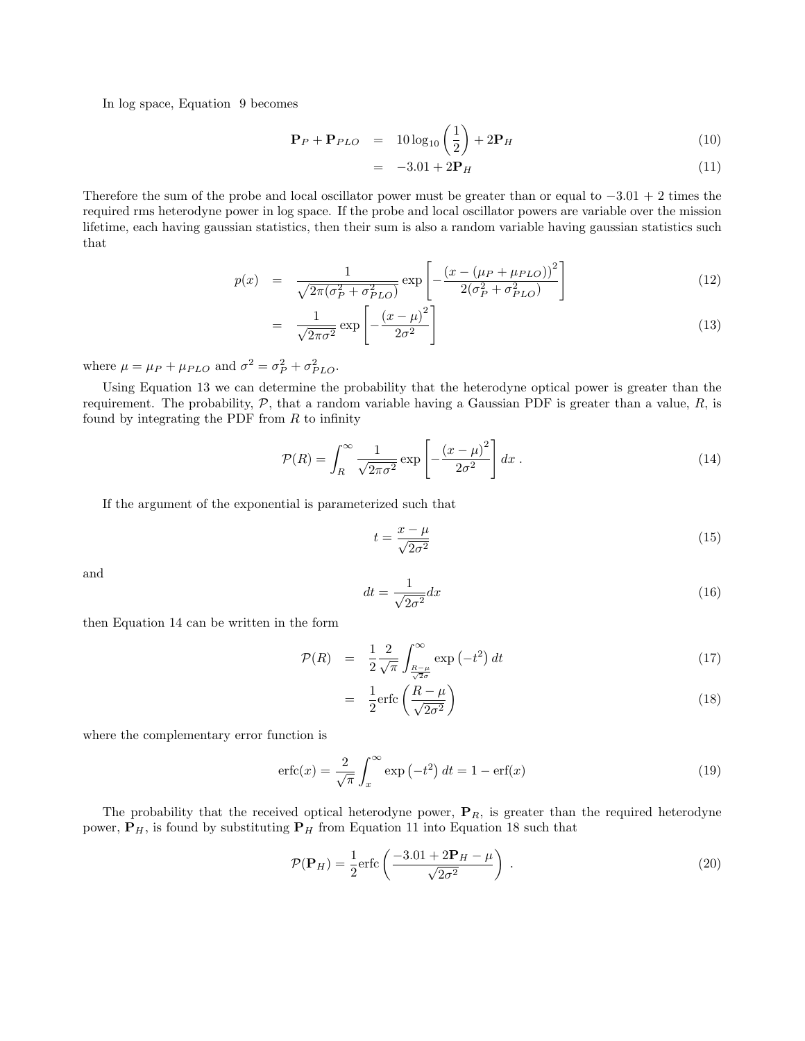In log space, Equation 9 becomes

$$
\begin{aligned}
\mathbf{P}_P + \mathbf{P}_{PLO} &= 10\log_{10}\left(\frac{1}{2}\right) + 2\mathbf{P}_H && (10)\\
&= -3.01 + 2\mathbf{P}_H && (11)
\end{aligned}
$$

Therefore the sum of the probe and local oscillator power must be greater than or equal to $-3.01 + 2$ times the required rms heterodyne power in log space. If the probe and local oscillator powers are variable over the mission lifetime, each having gaussian statistics, then their sum is also a random variable having gaussian statistics such that

$$
\begin{aligned}
p(x) &= \frac{1}{\sqrt{2\pi(\sigma_P^2 + \sigma_{PLO}^2)}} \exp\left[-\frac{(x - (\mu_P + \mu_{PLO}))^2}{2(\sigma_P^2 + \sigma_{PLO}^2)}\right] && (12)\\
&= \frac{1}{\sqrt{2\pi\sigma^2}} \exp\left[-\frac{(x-\mu)^2}{2\sigma^2}\right] && (13)
\end{aligned}
$$

where $\mu = \mu_P + \mu_{PLO}$ and $\sigma^2 = \sigma_P^2 + \sigma_{PLO}^2$.

Using Equation 13 we can determine the probability that the heterodyne optical power is greater than the requirement. The probability, $\mathcal{P}$, that a random variable having a Gaussian PDF is greater than a value, $R$, is found by integrating the PDF from $R$ to infinity

$$
\mathcal{P}(R) = \int_R^\infty \frac{1}{\sqrt{2\pi\sigma^2}} \exp\left[-\frac{(x-\mu)^2}{2\sigma^2}\right] dx \, . \tag{14}
$$

If the argument of the exponential is parameterized such that

$$
t = \frac{x-\mu}{\sqrt{2\sigma^2}} \tag{15}
$$

and

$$
dt = \frac{1}{\sqrt{2\sigma^2}} dx \tag{16}
$$

then Equation 14 can be written in the form

$$
\begin{aligned}
\mathcal{P}(R) &= \frac{1}{2}\frac{2}{\sqrt{\pi}} \int_{\frac{R-\mu}{\sqrt{2}\sigma}}^\infty \exp\left(-t^2\right) dt && (17)\\
&= \frac{1}{2}\mathrm{erfc}\left(\frac{R-\mu}{\sqrt{2\sigma^2}}\right) && (18)
\end{aligned}
$$

where the complementary error function is

$$
\mathrm{erfc}(x) = \frac{2}{\sqrt{\pi}} \int_x^\infty \exp\left(-t^2\right) dt = 1 - \mathrm{erf}(x) \tag{19}
$$

The probability that the received optical heterodyne power, $\mathbf{P}_R$, is greater than the required heterodyne power, $\mathbf{P}_H$, is found by substituting $\mathbf{P}_H$ from Equation 11 into Equation 18 such that

$$
\mathcal{P}(\mathbf{P}_H) = \frac{1}{2}\mathrm{erfc}\left(\frac{-3.01 + 2\mathbf{P}_H - \mu}{\sqrt{2\sigma^2}}\right) \, . \tag{20}
$$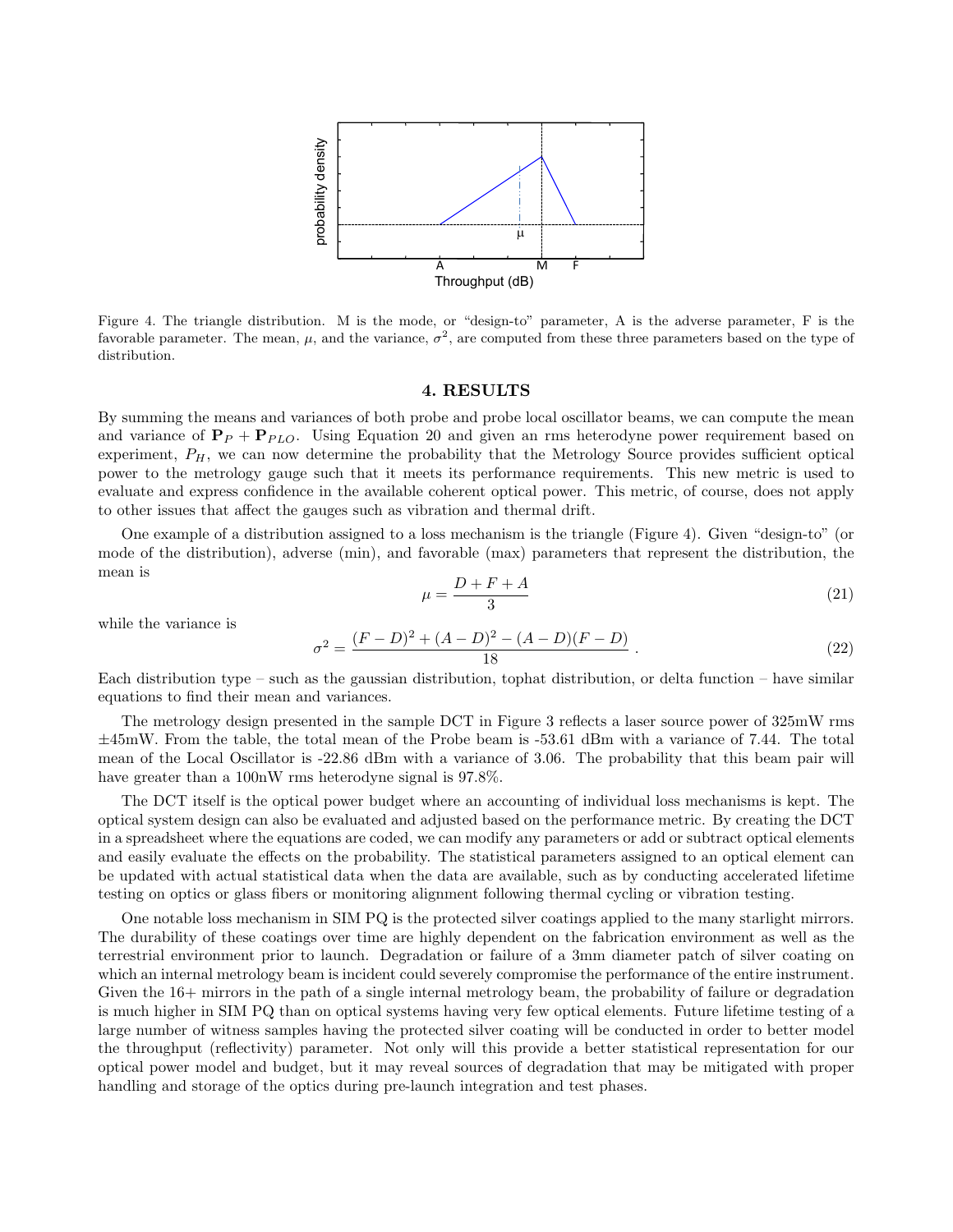Figure 4. The triangle distribution. M is the mode, or "design-to" parameter, A is the adverse parameter, F is the favorable parameter. The mean, $\mu$, and the variance, $\sigma^2$, are computed from these three parameters based on the type of distribution.

## 4. RESULTS

By summing the means and variances of both probe and probe local oscillator beams, we can compute the mean and variance of $\mathbf{P}_P + \mathbf{P}_{PLO}$. Using Equation 20 and given an rms heterodyne power requirement based on experiment, $P_H$, we can now determine the probability that the Metrology Source provides sufficient optical power to the metrology gauge such that it meets its performance requirements. This new metric is used to evaluate and express confidence in the available coherent optical power. This metric, of course, does not apply to other issues that affect the gauges such as vibration and thermal drift.

One example of a distribution assigned to a loss mechanism is the triangle (Figure 4). Given "design-to" (or mode of the distribution), adverse (min), and favorable (max) parameters that represent the distribution, the mean is

$$\mu = \frac{D + F + A}{3} \tag{21}$$

while the variance is

$$\sigma^2 = \frac{(F-D)^2 + (A-D)^2 - (A-D)(F-D)}{18} \,. \tag{22}$$

Each distribution type – such as the gaussian distribution, tophat distribution, or delta function – have similar equations to find their mean and variances.

The metrology design presented in the sample DCT in Figure 3 reflects a laser source power of 325mW rms ±45mW. From the table, the total mean of the Probe beam is -53.61 dBm with a variance of 7.44. The total mean of the Local Oscillator is -22.86 dBm with a variance of 3.06. The probability that this beam pair will have greater than a 100nW rms heterodyne signal is 97.8%.

The DCT itself is the optical power budget where an accounting of individual loss mechanisms is kept. The optical system design can also be evaluated and adjusted based on the performance metric. By creating the DCT in a spreadsheet where the equations are coded, we can modify any parameters or add or subtract optical elements and easily evaluate the effects on the probability. The statistical parameters assigned to an optical element can be updated with actual statistical data when the data are available, such as by conducting accelerated lifetime testing on optics or glass fibers or monitoring alignment following thermal cycling or vibration testing.

One notable loss mechanism in SIM PQ is the protected silver coatings applied to the many starlight mirrors. The durability of these coatings over time are highly dependent on the fabrication environment as well as the terrestrial environment prior to launch. Degradation or failure of a 3mm diameter patch of silver coating on which an internal metrology beam is incident could severely compromise the performance of the entire instrument. Given the 16+ mirrors in the path of a single internal metrology beam, the probability of failure or degradation is much higher in SIM PQ than on optical systems having very few optical elements. Future lifetime testing of a large number of witness samples having the protected silver coating will be conducted in order to better model the throughput (reflectivity) parameter. Not only will this provide a better statistical representation for our optical power model and budget, but it may reveal sources of degradation that may be mitigated with proper handling and storage of the optics during pre-launch integration and test phases.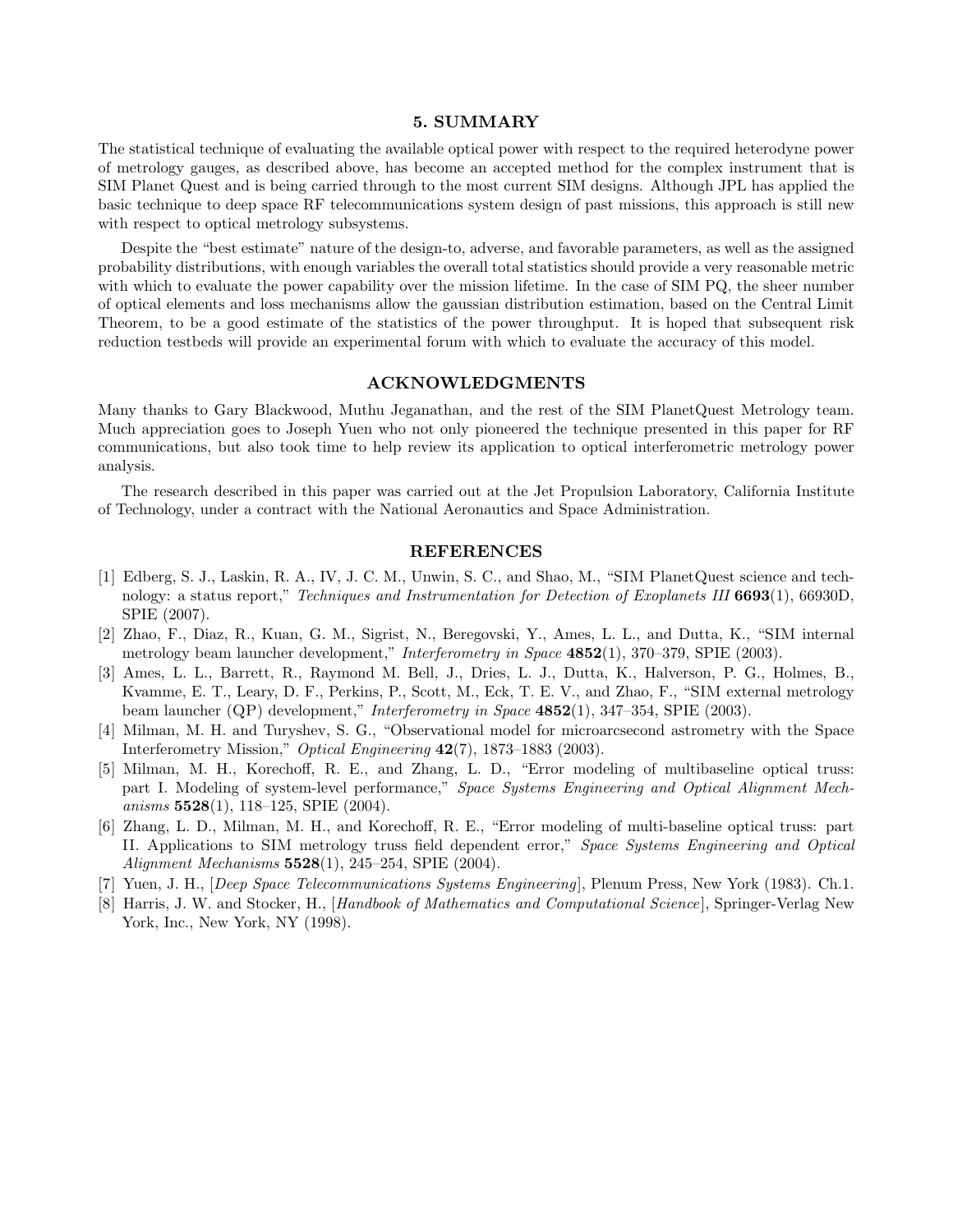## 5. SUMMARY

The statistical technique of evaluating the available optical power with respect to the required heterodyne power of metrology gauges, as described above, has become an accepted method for the complex instrument that is SIM Planet Quest and is being carried through to the most current SIM designs. Although JPL has applied the basic technique to deep space RF telecommunications system design of past missions, this approach is still new with respect to optical metrology subsystems.

Despite the "best estimate" nature of the design-to, adverse, and favorable parameters, as well as the assigned probability distributions, with enough variables the overall total statistics should provide a very reasonable metric with which to evaluate the power capability over the mission lifetime. In the case of SIM PQ, the sheer number of optical elements and loss mechanisms allow the gaussian distribution estimation, based on the Central Limit Theorem, to be a good estimate of the statistics of the power throughput. It is hoped that subsequent risk reduction testbeds will provide an experimental forum with which to evaluate the accuracy of this model.

## ACKNOWLEDGMENTS

Many thanks to Gary Blackwood, Muthu Jeganathan, and the rest of the SIM PlanetQuest Metrology team. Much appreciation goes to Joseph Yuen who not only pioneered the technique presented in this paper for RF communications, but also took time to help review its application to optical interferometric metrology power analysis.

The research described in this paper was carried out at the Jet Propulsion Laboratory, California Institute of Technology, under a contract with the National Aeronautics and Space Administration.

## REFERENCES

[1] Edberg, S. J., Laskin, R. A., IV, J. C. M., Unwin, S. C., and Shao, M., "SIM PlanetQuest science and technology: a status report," *Techniques and Instrumentation for Detection of Exoplanets III* **6693**(1), 66930D, SPIE (2007).

[2] Zhao, F., Diaz, R., Kuan, G. M., Sigrist, N., Beregovski, Y., Ames, L. L., and Dutta, K., "SIM internal metrology beam launcher development," *Interferometry in Space* **4852**(1), 370–379, SPIE (2003).

[3] Ames, L. L., Barrett, R., Raymond M. Bell, J., Dries, L. J., Dutta, K., Halverson, P. G., Holmes, B., Kvamme, E. T., Leary, D. F., Perkins, P., Scott, M., Eck, T. E. V., and Zhao, F., "SIM external metrology beam launcher (QP) development," *Interferometry in Space* **4852**(1), 347–354, SPIE (2003).

[4] Milman, M. H. and Turyshev, S. G., "Observational model for microarcsecond astrometry with the Space Interferometry Mission," *Optical Engineering* **42**(7), 1873–1883 (2003).

[5] Milman, M. H., Korechoff, R. E., and Zhang, L. D., "Error modeling of multibaseline optical truss: part I. Modeling of system-level performance," *Space Systems Engineering and Optical Alignment Mechanisms* **5528**(1), 118–125, SPIE (2004).

[6] Zhang, L. D., Milman, M. H., and Korechoff, R. E., "Error modeling of multi-baseline optical truss: part II. Applications to SIM metrology truss field dependent error," *Space Systems Engineering and Optical Alignment Mechanisms* **5528**(1), 245–254, SPIE (2004).

[7] Yuen, J. H., [*Deep Space Telecommunications Systems Engineering*], Plenum Press, New York (1983). Ch.1.

[8] Harris, J. W. and Stocker, H., [*Handbook of Mathematics and Computational Science*], Springer-Verlag New York, Inc., New York, NY (1998).